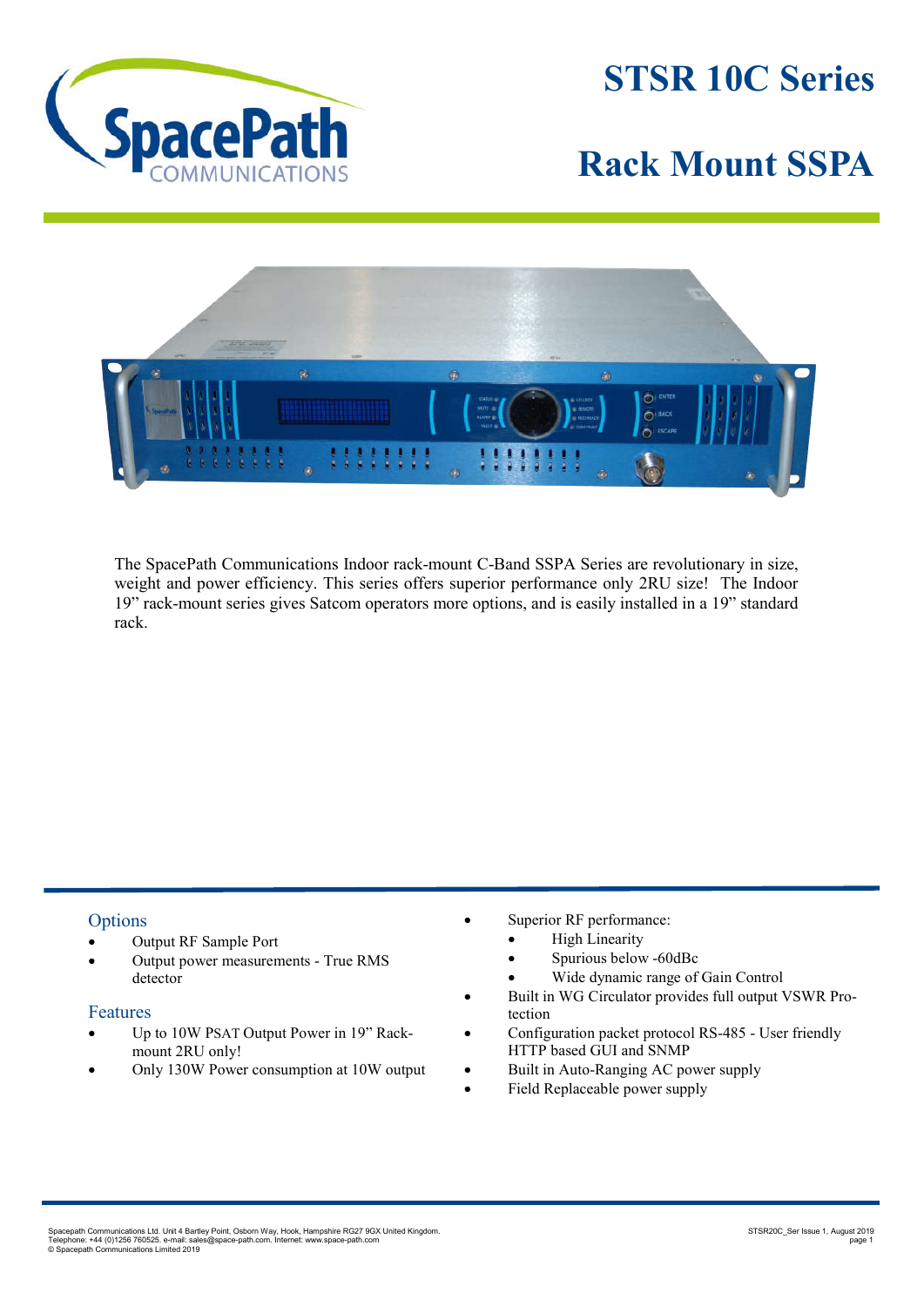# STSR 10C Series

# Rack Mount SSPA

The SpacePath Communications Indoor rack-mount C-Band SSPA Series are revolutionary in size, weight and power efficiency. This series offers superior performance only 2RU size! The Indoor 19" rack-mount series gives Satcom operators more options, and is easily installed in a 19" standard rack.

## Options

- Output RF Sample Port
- Output power measurements - True RMS detector

## Features

- Up to 10W PSAT Output Power in 19" Rack-mount 2RU only!
- Only 130W Power consumption at 10W output
- Superior RF performance:
  - High Linearity
  - Spurious below -60dBc
  - Wide dynamic range of Gain Control
- Built in WG Circulator provides full output VSWR Protection
- Configuration packet protocol RS-485 - User friendly HTTP based GUI and SNMP
- Built in Auto-Ranging AC power supply
- Field Replaceable power supply

Spacepath Communications Ltd. Unit 4 Bartley Point, Osborn Way, Hook, Hampshire RG27 9GX United Kingdom.
Telephone: +44 (0)1256 760525. e-mail: sales@space-path.com. Internet: www.space-path.com
© Spacepath Communications Limited 2019

STSR20C_Ser Issue 1, August 2019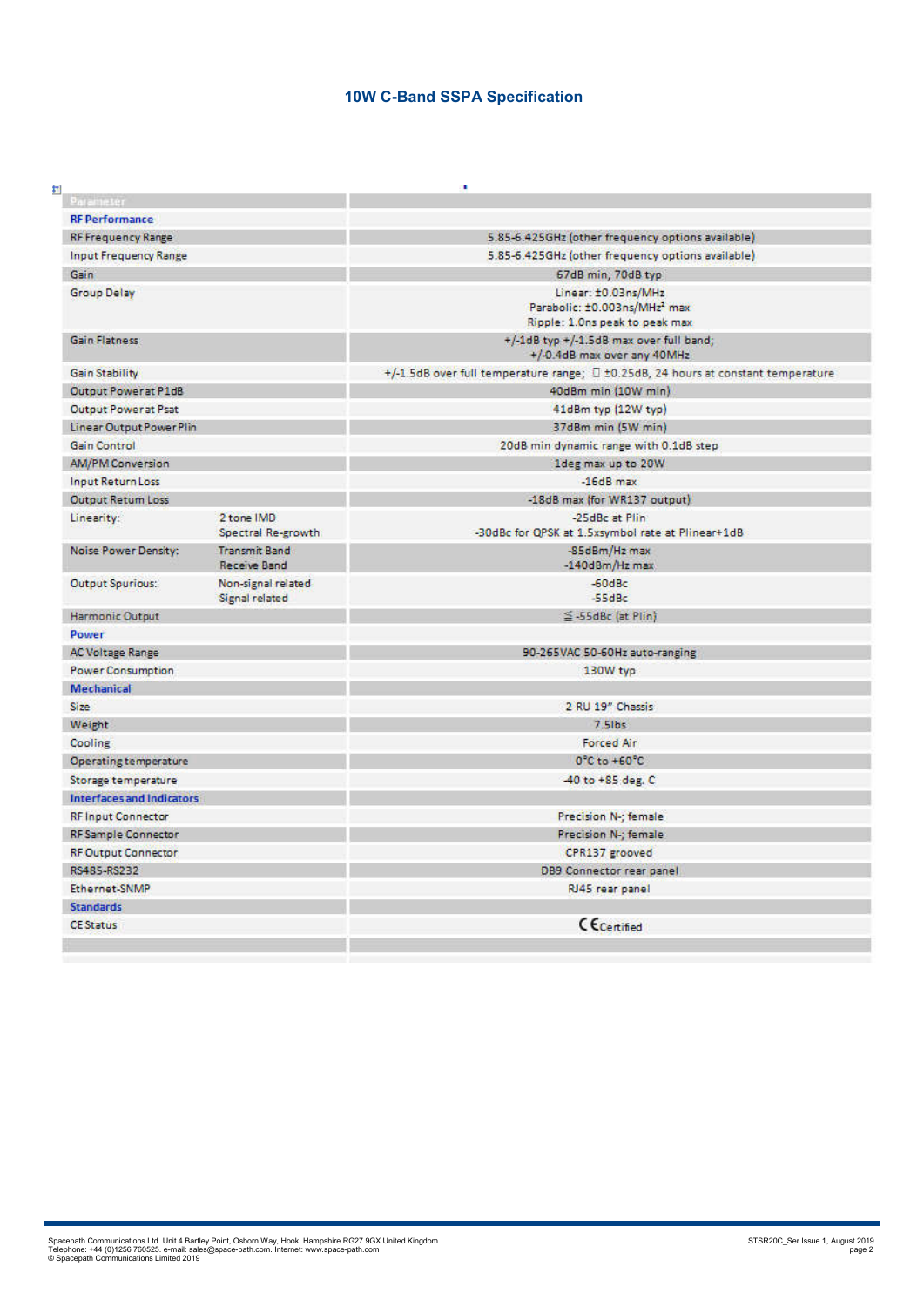# 10W C-Band SSPA Specification

| Parameter | | |
|---|---|---|
| **RF Performance** | | |
| RF Frequency Range | | 5.85-6.425GHz (other frequency options available) |
| Input Frequency Range | | 5.85-6.425GHz (other frequency options available) |
| Gain | | 67dB min, 70dB typ |
| Group Delay | | Linear: ±0.03ns/MHz<br>Parabolic: ±0.003ns/MHz² max<br>Ripple: 1.0ns peak to peak max |
| Gain Flatness | | +/-1dB typ +/-1.5dB max over full band;<br>+/-0.4dB max over any 40MHz |
| Gain Stability | | +/-1.5dB over full temperature range;  ±0.25dB, 24 hours at constant temperature |
| Output Power at P1dB | | 40dBm min (10W min) |
| Output Power at Psat | | 41dBm typ (12W typ) |
| Linear Output Power Plin | | 37dBm min (5W min) |
| Gain Control | | 20dB min dynamic range with 0.1dB step |
| AM/PM Conversion | | 1deg max up to 20W |
| Input Return Loss | | -16dB max |
| Output Return Loss | | -18dB max (for WR137 output) |
| Linearity: | 2 tone IMD<br>Spectral Re-growth | -25dBc at Plin<br>-30dBc for QPSK at 1.5xsymbol rate at Plinear+1dB |
| Noise Power Density: | Transmit Band<br>Receive Band | -85dBm/Hz max<br>-140dBm/Hz max |
| Output Spurious: | Non-signal related<br>Signal related | -60dBc<br>-55dBc |
| Harmonic Output | | ≦ -55dBc (at Plin) |
| **Power** | | |
| AC Voltage Range | | 90-265VAC 50-60Hz auto-ranging |
| Power Consumption | | 130W typ |
| **Mechanical** | | |
| Size | | 2 RU 19" Chassis |
| Weight | | 7.5lbs |
| Cooling | | Forced Air |
| Operating temperature | | 0°C to +60°C |
| Storage temperature | | -40 to +85 deg. C |
| **Interfaces and Indicators** | | |
| RF Input Connector | | Precision N-; female |
| RF Sample Connector | | Precision N-; female |
| RF Output Connector | | CPR137 grooved |
| RS485-RS232 | | DB9 Connector rear panel |
| Ethernet-SNMP | | RJ45 rear panel |
| **Standards** | | |
| CE Status | | CE Certified |
| | | |